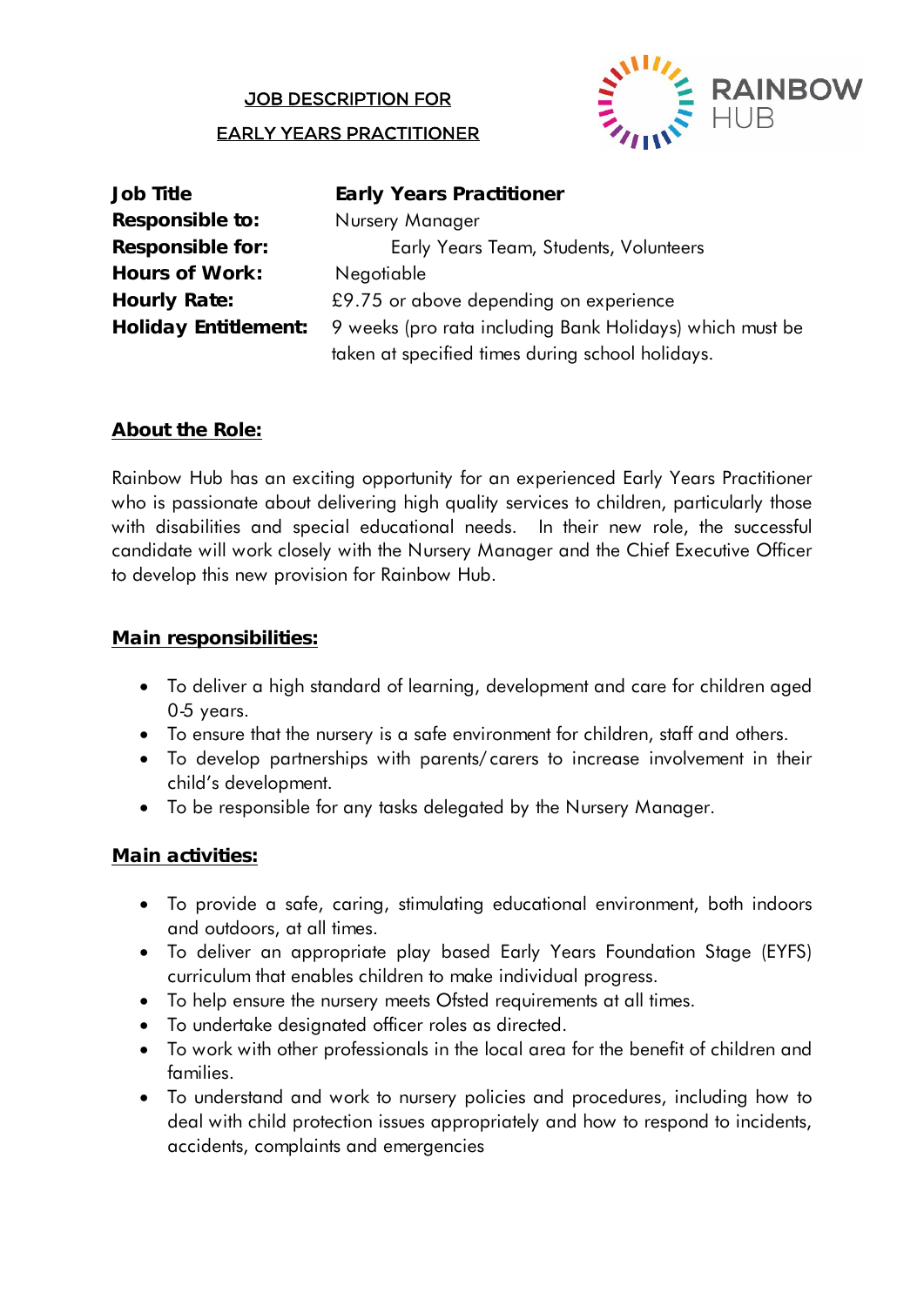# JOB DESCRIPTION FOR
# EARLY YEARS PRACTITIONER

RAINBOW HUB

| | |
|---|---|
| **Job Title** | **Early Years Practitioner** |
| **Responsible to:** | Nursery Manager |
| **Responsible for:** | Early Years Team, Students, Volunteers |
| **Hours of Work:** | Negotiable |
| **Hourly Rate:** | £9.75 or above depending on experience |
| **Holiday Entitlement:** | 9 weeks (pro rata including Bank Holidays) which must be taken at specified times during school holidays. |

## About the Role:

Rainbow Hub has an exciting opportunity for an experienced Early Years Practitioner who is passionate about delivering high quality services to children, particularly those with disabilities and special educational needs. In their new role, the successful candidate will work closely with the Nursery Manager and the Chief Executive Officer to develop this new provision for Rainbow Hub.

## Main responsibilities:

- To deliver a high standard of learning, development and care for children aged 0-5 years.
- To ensure that the nursery is a safe environment for children, staff and others.
- To develop partnerships with parents/carers to increase involvement in their child's development.
- To be responsible for any tasks delegated by the Nursery Manager.

## Main activities:

- To provide a safe, caring, stimulating educational environment, both indoors and outdoors, at all times.
- To deliver an appropriate play based Early Years Foundation Stage (EYFS) curriculum that enables children to make individual progress.
- To help ensure the nursery meets Ofsted requirements at all times.
- To undertake designated officer roles as directed.
- To work with other professionals in the local area for the benefit of children and families.
- To understand and work to nursery policies and procedures, including how to deal with child protection issues appropriately and how to respond to incidents, accidents, complaints and emergencies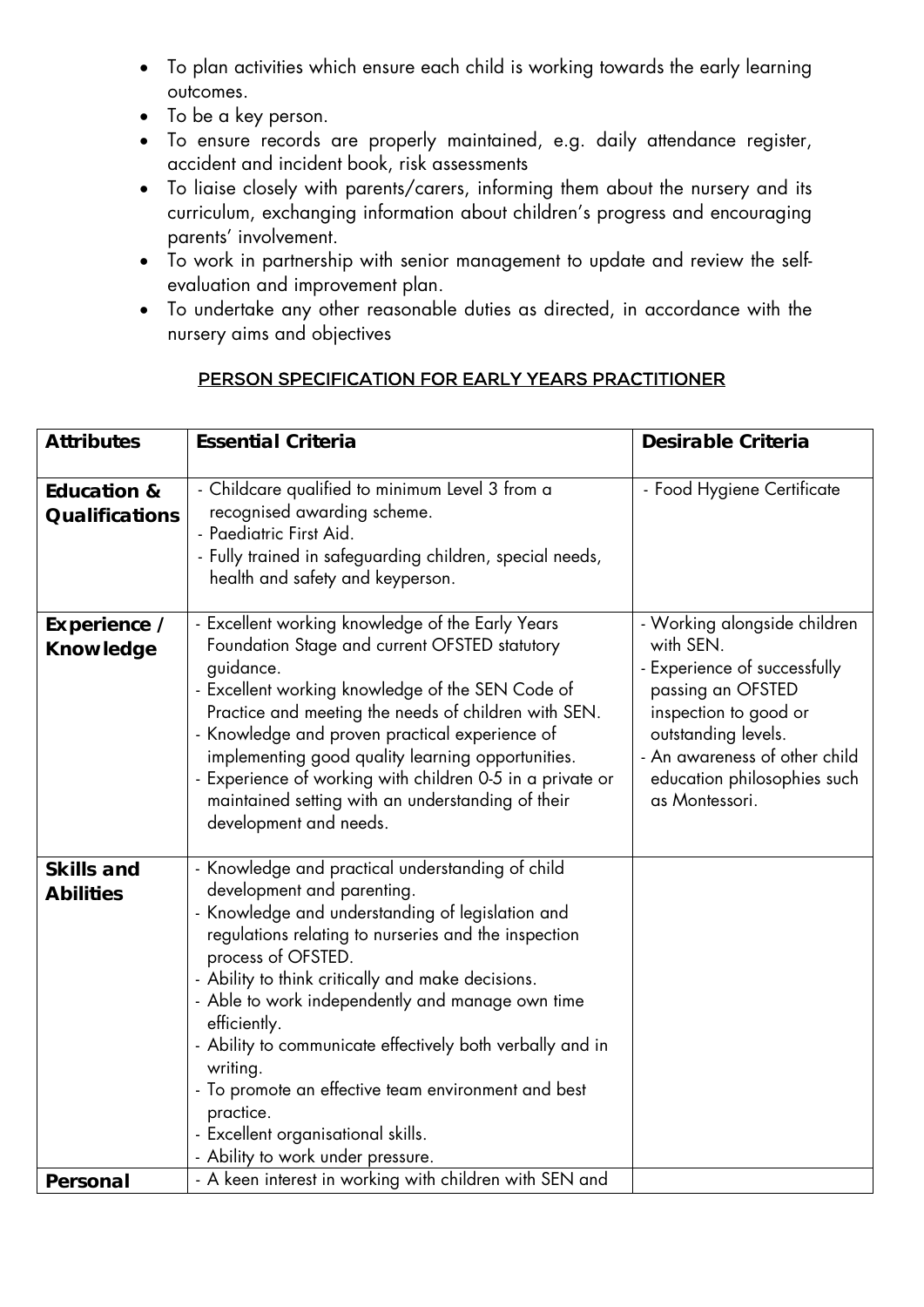- To plan activities which ensure each child is working towards the early learning outcomes.
- To be a key person.
- To ensure records are properly maintained, e.g. daily attendance register, accident and incident book, risk assessments
- To liaise closely with parents/carers, informing them about the nursery and its curriculum, exchanging information about children's progress and encouraging parents' involvement.
- To work in partnership with senior management to update and review the self-evaluation and improvement plan.
- To undertake any other reasonable duties as directed, in accordance with the nursery aims and objectives

## PERSON SPECIFICATION FOR EARLY YEARS PRACTITIONER

| Attributes | Essential Criteria | Desirable Criteria |
|---|---|---|
| **Education & Qualifications** | - Childcare qualified to minimum Level 3 from a recognised awarding scheme.<br>- Paediatric First Aid.<br>- Fully trained in safeguarding children, special needs, health and safety and keyperson. | - Food Hygiene Certificate |
| **Experience / Knowledge** | - Excellent working knowledge of the Early Years Foundation Stage and current OFSTED statutory guidance.<br>- Excellent working knowledge of the SEN Code of Practice and meeting the needs of children with SEN.<br>- Knowledge and proven practical experience of implementing good quality learning opportunities.<br>- Experience of working with children 0-5 in a private or maintained setting with an understanding of their development and needs. | - Working alongside children with SEN.<br>- Experience of successfully passing an OFSTED inspection to good or outstanding levels.<br>- An awareness of other child education philosophies such as Montessori. |
| **Skills and Abilities** | - Knowledge and practical understanding of child development and parenting.<br>- Knowledge and understanding of legislation and regulations relating to nurseries and the inspection process of OFSTED.<br>- Ability to think critically and make decisions.<br>- Able to work independently and manage own time efficiently.<br>- Ability to communicate effectively both verbally and in writing.<br>- To promote an effective team environment and best practice.<br>- Excellent organisational skills.<br>- Ability to work under pressure. | |
| **Personal** | - A keen interest in working with children with SEN and | |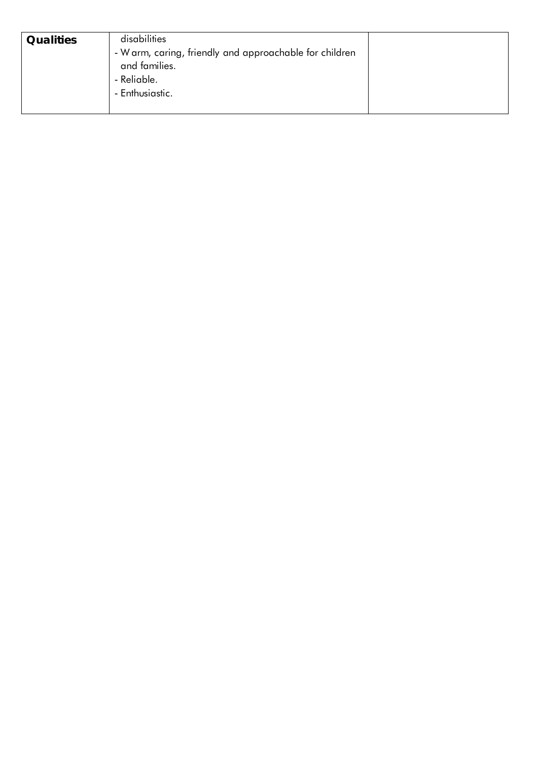| | | |
|---|---|---|
| **Qualities** | disabilities<br>- Warm, caring, friendly and approachable for children and families.<br>- Reliable.<br>- Enthusiastic. | |